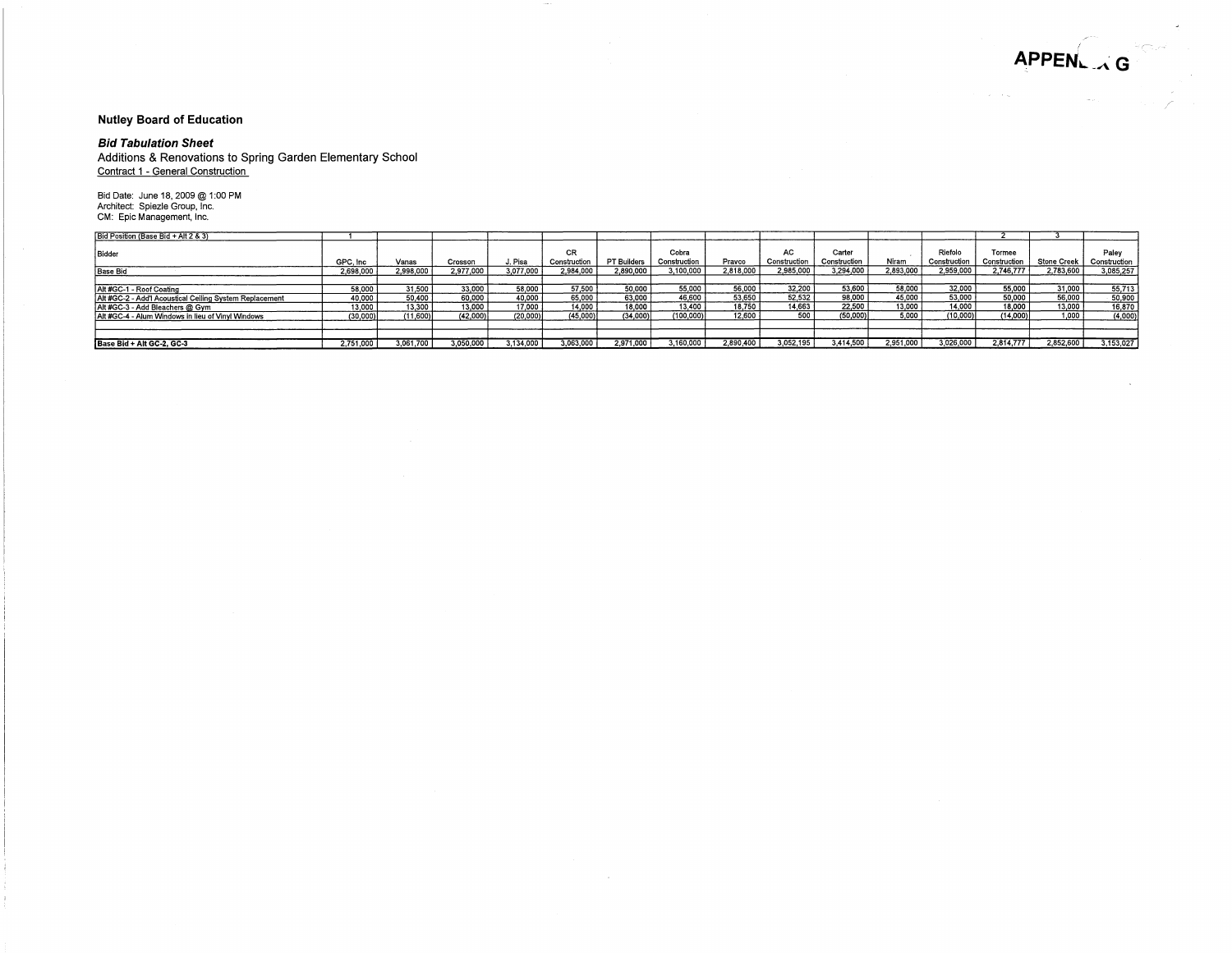APPENDIX G

**Nutley Board of Education**

***Bid Tabulation Sheet***

Additions & Renovations to Spring Garden Elementary School

Contract 1 - General Construction

Bid Date: June 18, 2009 @ 1:00 PM
Architect: Spiezle Group, Inc.
CM: Epic Management, Inc.

| Bid Position (Base Bid + Alt 2 & 3) | 1 | | | | | | | | | | | | 2 | 3 | |
|---|---|---|---|---|---|---|---|---|---|---|---|---|---|---|---|
| Bidder | GPC, Inc | Vanas | Crosson | J. Pisa | CR Construction | PT Builders | Cobra Construction | Pravco | AC Construction | Carter Construction | Niram | Riefolo Construction | Tormee Construction | Stone Creek | Paley Construction |
| Base Bid | 2,698,000 | 2,998,000 | 2,977,000 | 3,077,000 | 2,984,000 | 2,890,000 | 3,100,000 | 2,818,000 | 2,985,000 | 3,294,000 | 2,893,000 | 2,959,000 | 2,746,777 | 2,783,600 | 3,085,257 |
| | | | | | | | | | | | | | | | |
| Alt #GC-1 - Roof Coating | 58,000 | 31,500 | 33,000 | 58,000 | 57,500 | 50,000 | 55,000 | 56,000 | 32,200 | 53,600 | 58,000 | 32,000 | 55,000 | 31,000 | 55,713 |
| Alt #GC-2 - Add'l Acoustical Ceiling System Replacement | 40,000 | 50,400 | 60,000 | 40,000 | 65,000 | 63,000 | 46,600 | 53,650 | 52,532 | 98,000 | 45,000 | 53,000 | 50,000 | 56,000 | 50,900 |
| Alt #GC-3 - Add Bleachers @ Gym | 13,000 | 13,300 | 13,000 | 17,000 | 14,000 | 18,000 | 13,400 | 18,750 | 14,663 | 22,500 | 13,000 | 14,000 | 18,000 | 13,000 | 16,870 |
| Alt #GC-4 - Alum Windows in lieu of Vinyl Windows | (30,000) | (11,600) | (42,000) | (20,000) | (45,000) | (34,000) | (100,000) | 12,600 | 500 | (50,000) | 5,000 | (10,000) | (14,000) | 1,000 | (4,000) |
| | | | | | | | | | | | | | | | |
| | | | | | | | | | | | | | | | |
| **Base Bid + Alt GC-2, GC-3** | 2,751,000 | 3,061,700 | 3,050,000 | 3,134,000 | 3,063,000 | 2,971,000 | 3,160,000 | 2,890,400 | 3,052,195 | 3,414,500 | 2,951,000 | 3,026,000 | 2,814,777 | 2,852,600 | 3,153,027 |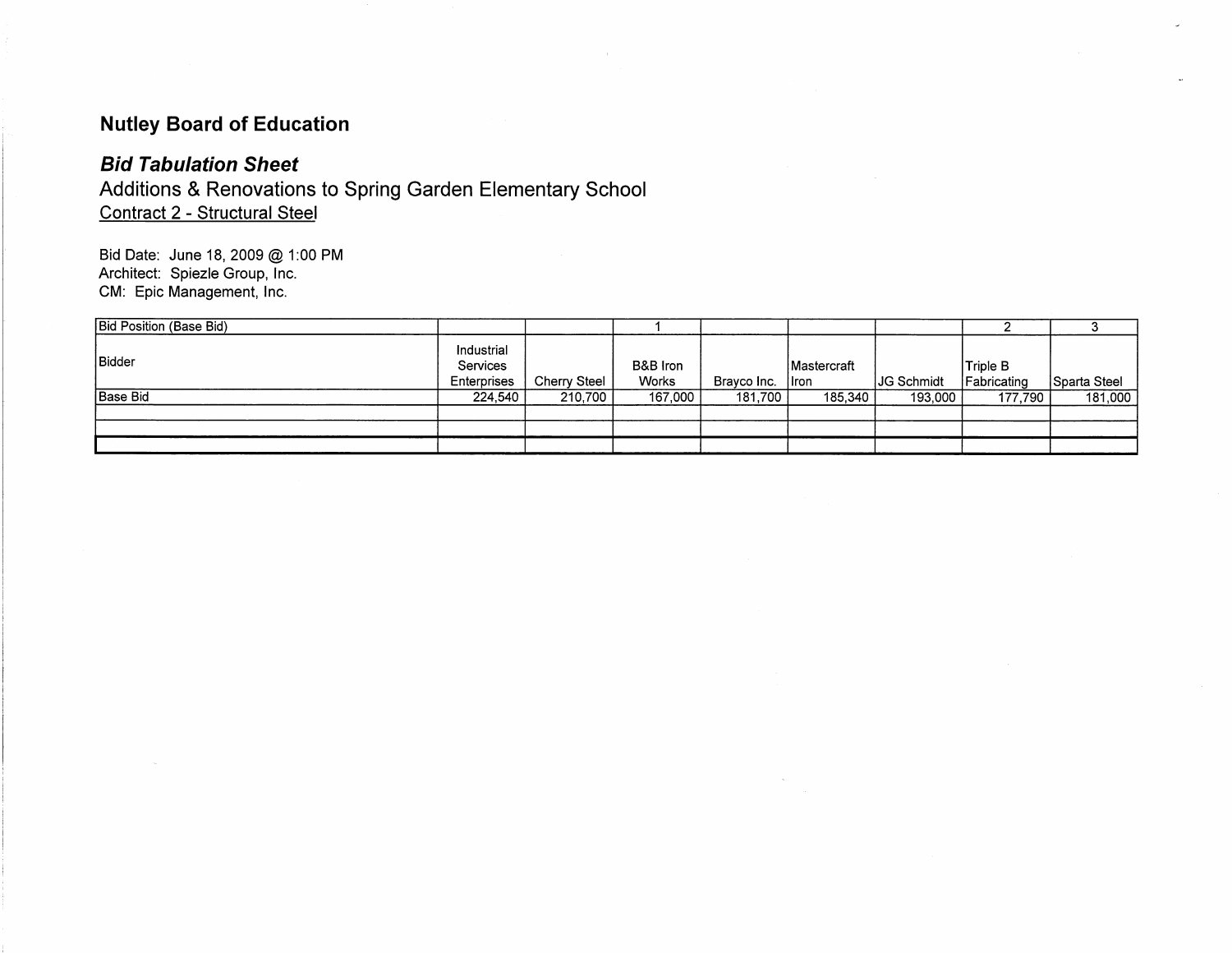## Nutley Board of Education

### *Bid Tabulation Sheet*

Additions & Renovations to Spring Garden Elementary School
Contract 2 - Structural Steel

Bid Date: June 18, 2009 @ 1:00 PM
Architect: Spiezle Group, Inc.
CM: Epic Management, Inc.

| Bid Position (Base Bid) | | | 1 | | | | 2 | 3 |
|---|---|---|---|---|---|---|---|---|
| Bidder | Industrial Services Enterprises | Cherry Steel | B&B Iron Works | Brayco Inc. | Mastercraft Iron | JG Schmidt | Triple B Fabricating | Sparta Steel |
| Base Bid | 224,540 | 210,700 | 167,000 | 181,700 | 185,340 | 193,000 | 177,790 | 181,000 |
| | | | | | | | | |
| | | | | | | | | |
| | | | | | | | | |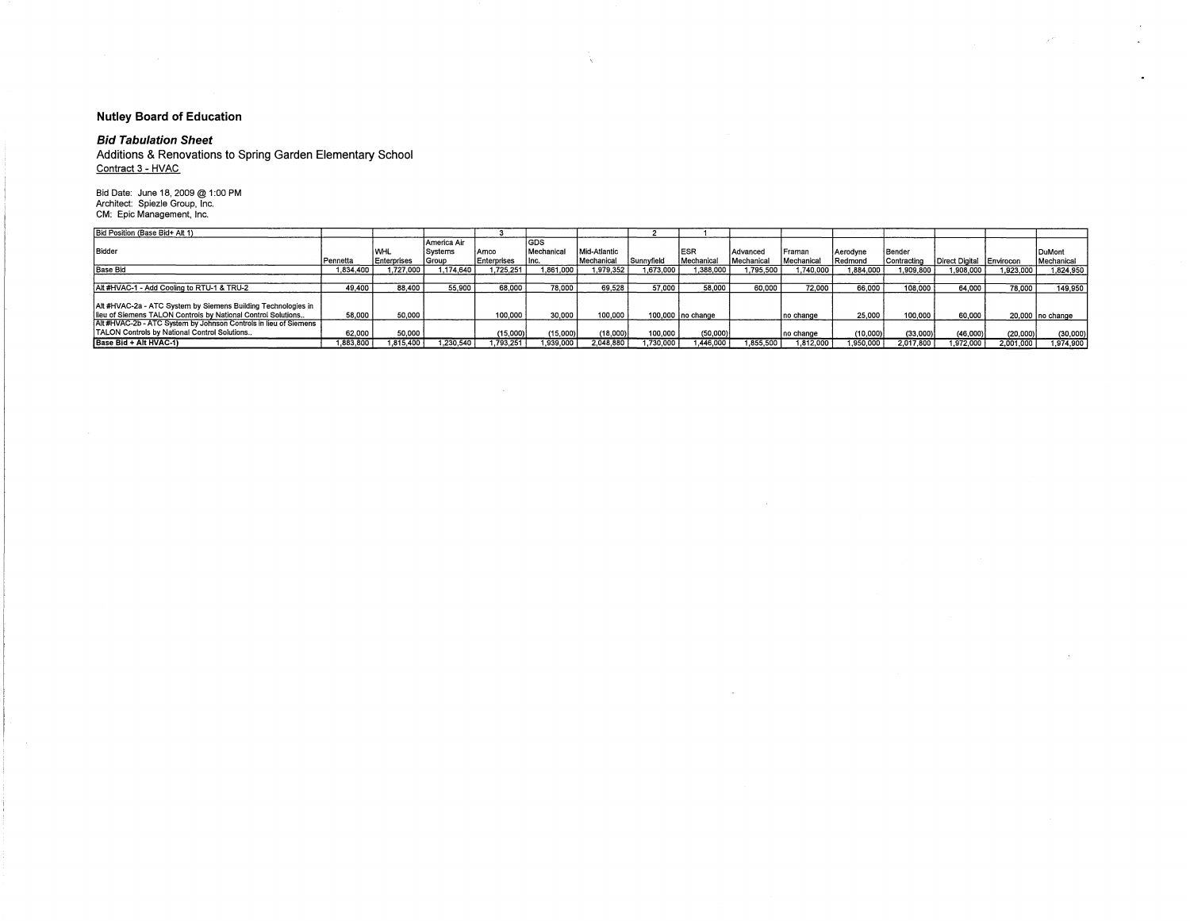**Nutley Board of Education**

***Bid Tabulation Sheet***

Additions & Renovations to Spring Garden Elementary School

Contract 3 - HVAC

Bid Date: June 18, 2009 @ 1:00 PM
Architect: Spiezle Group, Inc.
CM: Epic Management, Inc.

| Bid Position (Base Bid+ Alt 1) | | | | 3 | | | 2 | 1 | | | | | | | |
|---|---|---|---|---|---|---|---|---|---|---|---|---|---|---|---|
| Bidder | Pennetta | WHL Enterprises | America Air Systems Group | Amco Enterprises | GDS Mechanical Inc. | Mid-Atlantic Mechanical | Sunnyfield | ESR Mechanical | Advanced Mechanical | Framan Mechanical | Aerodyne Redmond | Bender Contracting | Direct Digital | Envirocon | DuMont Mechanical |
| Base Bid | 1,834,400 | 1,727,000 | 1,174,640 | 1,725,251 | 1,861,000 | 1,979,352 | 1,673,000 | 1,388,000 | 1,795,500 | 1,740,000 | 1,884,000 | 1,909,800 | 1,908,000 | 1,923,000 | 1,824,950 |
| Alt #HVAC-1 - Add Cooling to RTU-1 & TRU-2 | 49,400 | 88,400 | 55,900 | 68,000 | 78,000 | 69,528 | 57,000 | 58,000 | 60,000 | 72,000 | 66,000 | 108,000 | 64,000 | 78,000 | 149,950 |
| Alt #HVAC-2a - ATC System by Siemens Building Technologies in lieu of Siemens TALON Controls by National Control Solutions.. | 58,000 | 50,000 | | 100,000 | 30,000 | 100,000 | 100,000 | no change | | no change | 25,000 | 100,000 | 60,000 | 20,000 | no change |
| Alt #HVAC-2b - ATC System by Johnson Controls in lieu of Siemens TALON Controls by National Control Solutions.. | 62,000 | 50,000 | | (15,000) | (15,000) | (18,000) | 100,000 | (50,000) | | no change | (10,000) | (33,000) | (46,000) | (20,000) | (30,000) |
| **Base Bid + Alt HVAC-1)** | 1,883,800 | 1,815,400 | 1,230,540 | 1,793,251 | 1,939,000 | 2,048,880 | 1,730,000 | 1,446,000 | 1,855,500 | 1,812,000 | 1,950,000 | 2,017,800 | 1,972,000 | 2,001,000 | 1,974,900 |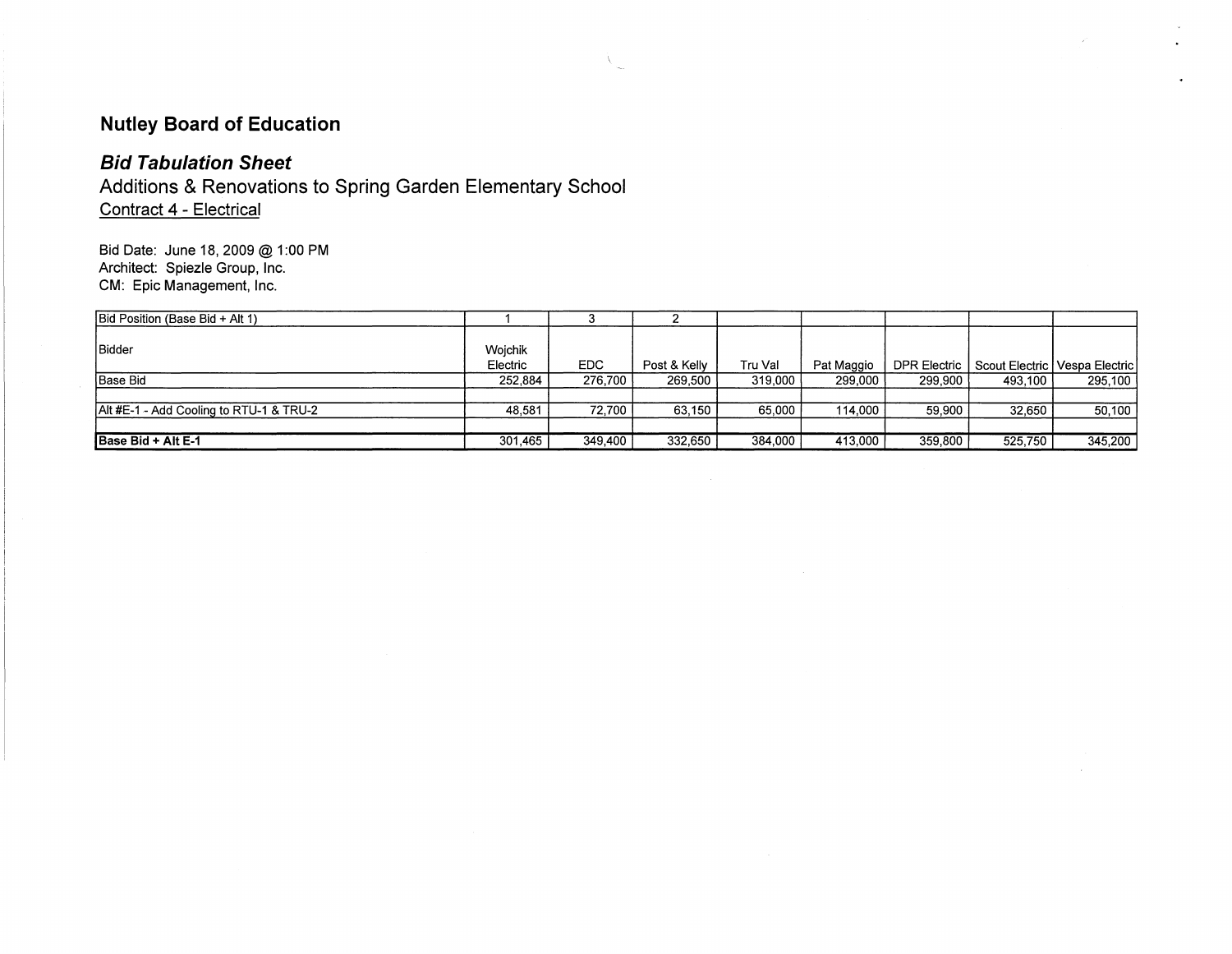## Nutley Board of Education

### *Bid Tabulation Sheet*

Additions & Renovations to Spring Garden Elementary School

Contract 4 - Electrical

Bid Date: June 18, 2009 @ 1:00 PM
Architect: Spiezle Group, Inc.
CM: Epic Management, Inc.

| Bid Position (Base Bid + Alt 1) | 1 | 3 | 2 | | | | | |
|---|---|---|---|---|---|---|---|---|
| Bidder | Wojchik Electric | EDC | Post & Kelly | Tru Val | Pat Maggio | DPR Electric | Scout Electric | Vespa Electric |
| Base Bid | 252,884 | 276,700 | 269,500 | 319,000 | 299,000 | 299,900 | 493,100 | 295,100 |
| | | | | | | | | |
| Alt #E-1 - Add Cooling to RTU-1 & TRU-2 | 48,581 | 72,700 | 63,150 | 65,000 | 114,000 | 59,900 | 32,650 | 50,100 |
| | | | | | | | | |
| **Base Bid + Alt E-1** | 301,465 | 349,400 | 332,650 | 384,000 | 413,000 | 359,800 | 525,750 | 345,200 |